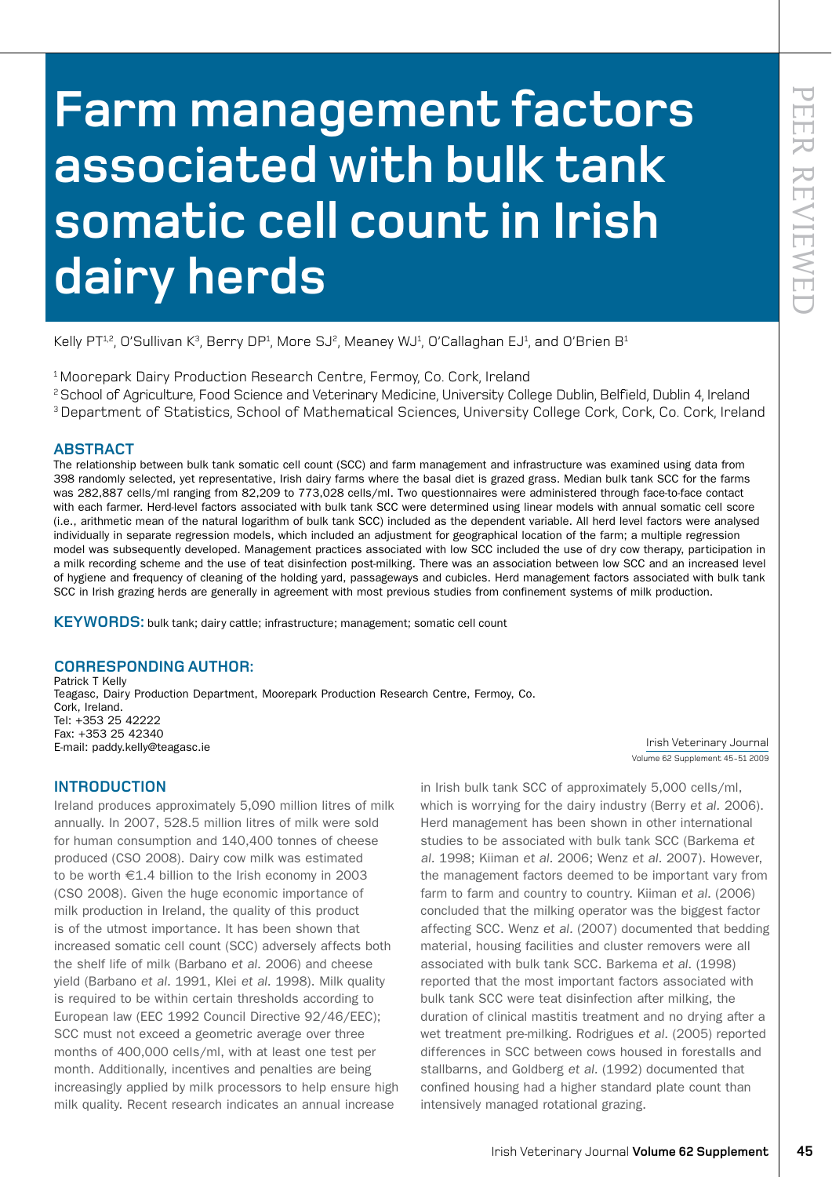# Farm management factors associated with bulk tank somatic cell count in Irish dairy herds

Kelly PT[1,2], O'Sullivan K[3], Berry DP[1], More SJ[2], Meaney WJ[1], O'Callaghan EJ[1], and O'Brien B[1]

[1] Moorepark Dairy Production Research Centre, Fermoy, Co. Cork, Ireland
[2] School of Agriculture, Food Science and Veterinary Medicine, University College Dublin, Belfield, Dublin 4, Ireland
[3] Department of Statistics, School of Mathematical Sciences, University College Cork, Cork, Co. Cork, Ireland

## ABSTRACT

The relationship between bulk tank somatic cell count (SCC) and farm management and infrastructure was examined using data from 398 randomly selected, yet representative, Irish dairy farms where the basal diet is grazed grass. Median bulk tank SCC for the farms was 282,887 cells/ml ranging from 82,209 to 773,028 cells/ml. Two questionnaires were administered through face-to-face contact with each farmer. Herd-level factors associated with bulk tank SCC were determined using linear models with annual somatic cell score (i.e., arithmetic mean of the natural logarithm of bulk tank SCC) included as the dependent variable. All herd level factors were analysed individually in separate regression models, which included an adjustment for geographical location of the farm; a multiple regression model was subsequently developed. Management practices associated with low SCC included the use of dry cow therapy, participation in a milk recording scheme and the use of teat disinfection post-milking. There was an association between low SCC and an increased level of hygiene and frequency of cleaning of the holding yard, passageways and cubicles. Herd management factors associated with bulk tank SCC in Irish grazing herds are generally in agreement with most previous studies from confinement systems of milk production.

**KEYWORDS:** bulk tank; dairy cattle; infrastructure; management; somatic cell count

## CORRESPONDING AUTHOR:

Patrick T Kelly
Teagasc, Dairy Production Department, Moorepark Production Research Centre, Fermoy, Co. Cork, Ireland.
Tel: +353 25 42222
Fax: +353 25 42340
E-mail: paddy.kelly@teagasc.ie

## INTRODUCTION

Ireland produces approximately 5,090 million litres of milk annually. In 2007, 528.5 million litres of milk were sold for human consumption and 140,400 tonnes of cheese produced (CSO 2008). Dairy cow milk was estimated to be worth €1.4 billion to the Irish economy in 2003 (CSO 2008). Given the huge economic importance of milk production in Ireland, the quality of this product is of the utmost importance. It has been shown that increased somatic cell count (SCC) adversely affects both the shelf life of milk (Barbano *et al.* 2006) and cheese yield (Barbano *et al.* 1991, Klei *et al.* 1998). Milk quality is required to be within certain thresholds according to European law (EEC 1992 Council Directive 92/46/EEC); SCC must not exceed a geometric average over three months of 400,000 cells/ml, with at least one test per month. Additionally, incentives and penalties are being increasingly applied by milk processors to help ensure high milk quality. Recent research indicates an annual increase in Irish bulk tank SCC of approximately 5,000 cells/ml, which is worrying for the dairy industry (Berry *et al.* 2006). Herd management has been shown in other international studies to be associated with bulk tank SCC (Barkema *et al.* 1998; Kiiman *et al.* 2006; Wenz *et al.* 2007). However, the management factors deemed to be important vary from farm to farm and country to country. Kiiman *et al.* (2006) concluded that the milking operator was the biggest factor affecting SCC. Wenz *et al.* (2007) documented that bedding material, housing facilities and cluster removers were all associated with bulk tank SCC. Barkema *et al.* (1998) reported that the most important factors associated with bulk tank SCC were teat disinfection after milking, the duration of clinical mastitis treatment and no drying after a wet treatment pre-milking. Rodrigues *et al.* (2005) reported differences in SCC between cows housed in forestalls and stallbarns, and Goldberg *et al.* (1992) documented that confined housing had a higher standard plate count than intensively managed rotational grazing.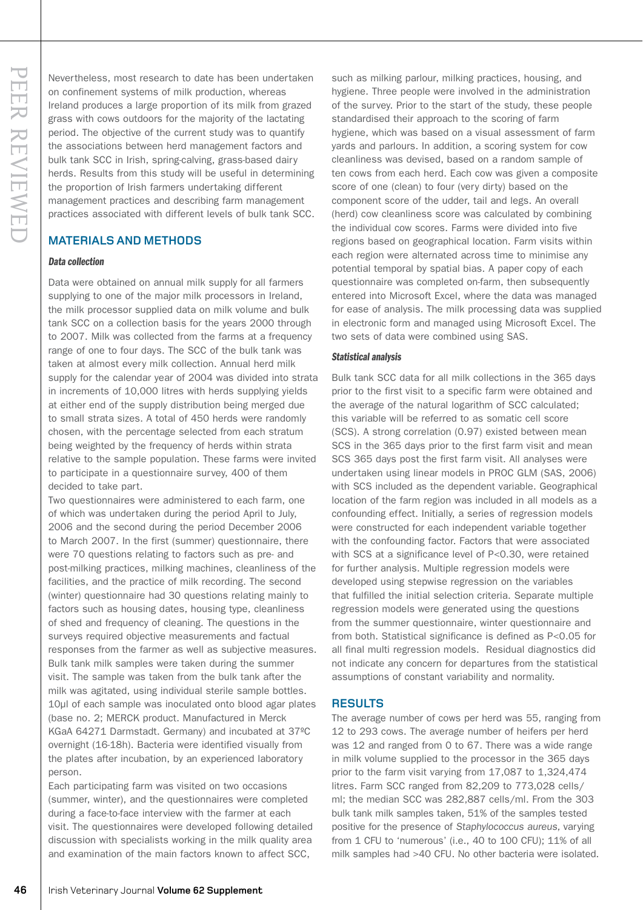Nevertheless, most research to date has been undertaken on confinement systems of milk production, whereas Ireland produces a large proportion of its milk from grazed grass with cows outdoors for the majority of the lactating period. The objective of the current study was to quantify the associations between herd management factors and bulk tank SCC in Irish, spring-calving, grass-based dairy herds. Results from this study will be useful in determining the proportion of Irish farmers undertaking different management practices and describing farm management practices associated with different levels of bulk tank SCC.

## MATERIALS AND METHODS

### *Data collection*

Data were obtained on annual milk supply for all farmers supplying to one of the major milk processors in Ireland, the milk processor supplied data on milk volume and bulk tank SCC on a collection basis for the years 2000 through to 2007. Milk was collected from the farms at a frequency range of one to four days. The SCC of the bulk tank was taken at almost every milk collection. Annual herd milk supply for the calendar year of 2004 was divided into strata in increments of 10,000 litres with herds supplying yields at either end of the supply distribution being merged due to small strata sizes. A total of 450 herds were randomly chosen, with the percentage selected from each stratum being weighted by the frequency of herds within strata relative to the sample population. These farms were invited to participate in a questionnaire survey, 400 of them decided to take part.

Two questionnaires were administered to each farm, one of which was undertaken during the period April to July, 2006 and the second during the period December 2006 to March 2007. In the first (summer) questionnaire, there were 70 questions relating to factors such as pre- and post-milking practices, milking machines, cleanliness of the facilities, and the practice of milk recording. The second (winter) questionnaire had 30 questions relating mainly to factors such as housing dates, housing type, cleanliness of shed and frequency of cleaning. The questions in the surveys required objective measurements and factual responses from the farmer as well as subjective measures. Bulk tank milk samples were taken during the summer visit. The sample was taken from the bulk tank after the milk was agitated, using individual sterile sample bottles. 10µl of each sample was inoculated onto blood agar plates (base no. 2; MERCK product. Manufactured in Merck KGaA 64271 Darmstadt. Germany) and incubated at 37ºC overnight (16-18h). Bacteria were identified visually from the plates after incubation, by an experienced laboratory person.

Each participating farm was visited on two occasions (summer, winter), and the questionnaires were completed during a face-to-face interview with the farmer at each visit. The questionnaires were developed following detailed discussion with specialists working in the milk quality area and examination of the main factors known to affect SCC, such as milking parlour, milking practices, housing, and hygiene. Three people were involved in the administration of the survey. Prior to the start of the study, these people standardised their approach to the scoring of farm hygiene, which was based on a visual assessment of farm yards and parlours. In addition, a scoring system for cow cleanliness was devised, based on a random sample of ten cows from each herd. Each cow was given a composite score of one (clean) to four (very dirty) based on the component score of the udder, tail and legs. An overall (herd) cow cleanliness score was calculated by combining the individual cow scores. Farms were divided into five regions based on geographical location. Farm visits within each region were alternated across time to minimise any potential temporal by spatial bias. A paper copy of each questionnaire was completed on-farm, then subsequently entered into Microsoft Excel, where the data was managed for ease of analysis. The milk processing data was supplied in electronic form and managed using Microsoft Excel. The two sets of data were combined using SAS.

### *Statistical analysis*

Bulk tank SCC data for all milk collections in the 365 days prior to the first visit to a specific farm were obtained and the average of the natural logarithm of SCC calculated; this variable will be referred to as somatic cell score (SCS). A strong correlation (0.97) existed between mean SCS in the 365 days prior to the first farm visit and mean SCS 365 days post the first farm visit. All analyses were undertaken using linear models in PROC GLM (SAS, 2006) with SCS included as the dependent variable. Geographical location of the farm region was included in all models as a confounding effect. Initially, a series of regression models were constructed for each independent variable together with the confounding factor. Factors that were associated with SCS at a significance level of $P<0.30$, were retained for further analysis. Multiple regression models were developed using stepwise regression on the variables that fulfilled the initial selection criteria. Separate multiple regression models were generated using the questions from the summer questionnaire, winter questionnaire and from both. Statistical significance is defined as $P<0.05$ for all final multi regression models. Residual diagnostics did not indicate any concern for departures from the statistical assumptions of constant variability and normality.

## RESULTS

The average number of cows per herd was 55, ranging from 12 to 293 cows. The average number of heifers per herd was 12 and ranged from 0 to 67. There was a wide range in milk volume supplied to the processor in the 365 days prior to the farm visit varying from 17,087 to 1,324,474 litres. Farm SCC ranged from 82,209 to 773,028 cells/ml; the median SCC was 282,887 cells/ml. From the 303 bulk tank milk samples taken, 51% of the samples tested positive for the presence of *Staphylococcus aureus,* varying from 1 CFU to 'numerous' (i.e., 40 to 100 CFU); 11% of all milk samples had >40 CFU. No other bacteria were isolated.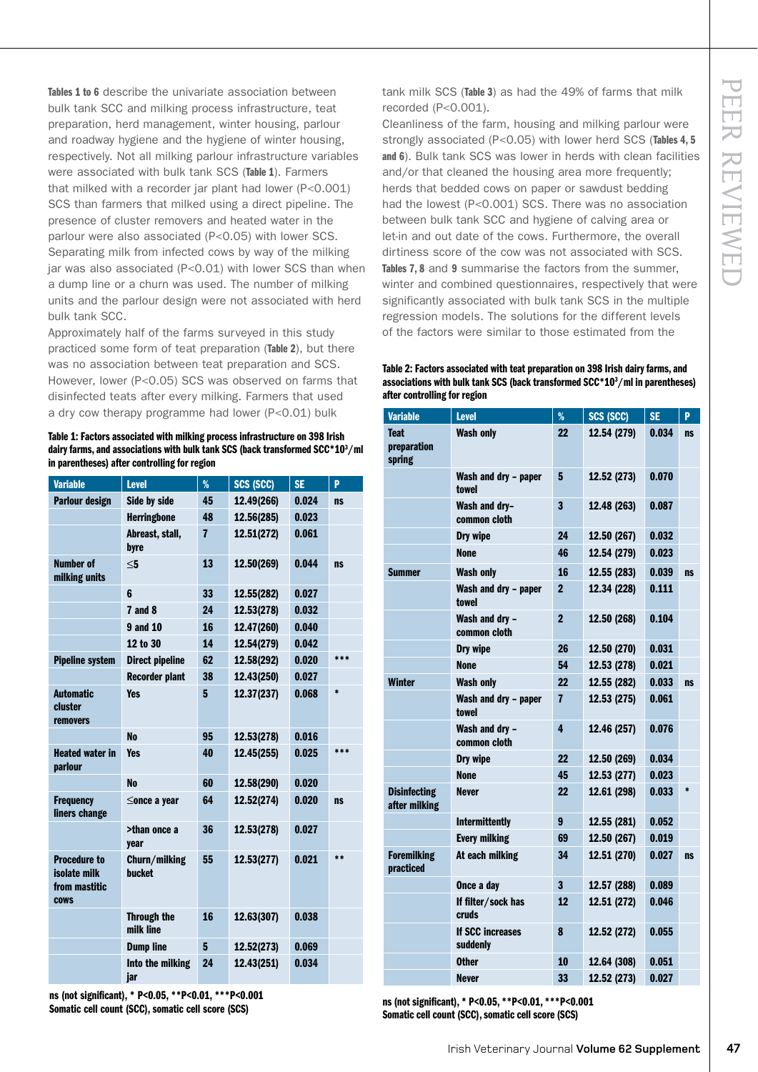**Tables 1 to 6** describe the univariate association between bulk tank SCC and milking process infrastructure, teat preparation, herd management, winter housing, parlour and roadway hygiene and the hygiene of winter housing, respectively. Not all milking parlour infrastructure variables were associated with bulk tank SCS (**Table 1**). Farmers that milked with a recorder jar plant had lower (P<0.001) SCS than farmers that milked using a direct pipeline. The presence of cluster removers and heated water in the parlour were also associated (P<0.05) with lower SCS. Separating milk from infected cows by way of the milking jar was also associated (P<0.01) with lower SCS than when a dump line or a churn was used. The number of milking units and the parlour design were not associated with herd bulk tank SCC.

Approximately half of the farms surveyed in this study practiced some form of teat preparation (**Table 2**), but there was no association between teat preparation and SCS. However, lower (P<0.05) SCS was observed on farms that disinfected teats after every milking. Farmers that used a dry cow therapy programme had lower (P<0.01) bulk tank milk SCS (**Table 3**) as had the 49% of farms that milk recorded (P<0.001).

Cleanliness of the farm, housing and milking parlour were strongly associated (P<0.05) with lower herd SCS (**Tables 4, 5 and 6**). Bulk tank SCS was lower in herds with clean facilities and/or that cleaned the housing area more frequently; herds that bedded cows on paper or sawdust bedding had the lowest (P<0.001) SCS. There was no association between bulk tank SCC and hygiene of calving area or let-in and out date of the cows. Furthermore, the overall dirtiness score of the cow was not associated with SCS. **Tables 7, 8** and **9** summarise the factors from the summer, winter and combined questionnaires, respectively that were significantly associated with bulk tank SCS in the multiple regression models. The solutions for the different levels of the factors were similar to those estimated from the

**Table 1: Factors associated with milking process infrastructure on 398 Irish dairy farms, and associations with bulk tank SCS (back transformed SCC*10$^3$/ml in parentheses) after controlling for region**

| Variable | Level | % | SCS (SCC) | SE | P |
|---|---|---|---|---|---|
| Parlour design | Side by side | 45 | 12.49(266) | 0.024 | ns |
| | Herringbone | 48 | 12.56(285) | 0.023 | |
| | Abreast, stall, byre | 7 | 12.51(272) | 0.061 | |
| Number of milking units | ≤5 | 13 | 12.50(269) | 0.044 | ns |
| | 6 | 33 | 12.55(282) | 0.027 | |
| | 7 and 8 | 24 | 12.53(278) | 0.032 | |
| | 9 and 10 | 16 | 12.47(260) | 0.040 | |
| | 12 to 30 | 14 | 12.54(279) | 0.042 | |
| Pipeline system | Direct pipeline | 62 | 12.58(292) | 0.020 | *** |
| | Recorder plant | 38 | 12.43(250) | 0.027 | |
| Automatic cluster removers | Yes | 5 | 12.37(237) | 0.068 | * |
| | No | 95 | 12.53(278) | 0.016 | |
| Heated water in parlour | Yes | 40 | 12.45(255) | 0.025 | *** |
| | No | 60 | 12.58(290) | 0.020 | |
| Frequency liners change | ≤once a year | 64 | 12.52(274) | 0.020 | ns |
| | >than once a year | 36 | 12.53(278) | 0.027 | |
| Procedure to isolate milk from mastitic cows | Churn/milking bucket | 55 | 12.53(277) | 0.021 | ** |
| | Through the milk line | 16 | 12.63(307) | 0.038 | |
| | Dump line | 5 | 12.52(273) | 0.069 | |
| | Into the milking jar | 24 | 12.43(251) | 0.034 | |

ns (not significant), * P<0.05, **P<0.01, ***P<0.001
Somatic cell count (SCC), somatic cell score (SCS)

**Table 2: Factors associated with teat preparation on 398 Irish dairy farms, and associations with bulk tank SCS (back transformed SCC*10$^3$/ml in parentheses) after controlling for region**

| Variable | Level | % | SCS (SCC) | SE | P |
|---|---|---|---|---|---|
| Teat preparation spring | Wash only | 22 | 12.54 (279) | 0.034 | ns |
| | Wash and dry – paper towel | 5 | 12.52 (273) | 0.070 | |
| | Wash and dry– common cloth | 3 | 12.48 (263) | 0.087 | |
| | Dry wipe | 24 | 12.50 (267) | 0.032 | |
| | None | 46 | 12.54 (279) | 0.023 | |
| Summer | Wash only | 16 | 12.55 (283) | 0.039 | ns |
| | Wash and dry – paper towel | 2 | 12.34 (228) | 0.111 | |
| | Wash and dry – common cloth | 2 | 12.50 (268) | 0.104 | |
| | Dry wipe | 26 | 12.50 (270) | 0.031 | |
| | None | 54 | 12.53 (278) | 0.021 | |
| Winter | Wash only | 22 | 12.55 (282) | 0.033 | ns |
| | Wash and dry – paper towel | 7 | 12.53 (275) | 0.061 | |
| | Wash and dry – common cloth | 4 | 12.46 (257) | 0.076 | |
| | Dry wipe | 22 | 12.50 (269) | 0.034 | |
| | None | 45 | 12.53 (277) | 0.023 | |
| Disinfecting after milking | Never | 22 | 12.61 (298) | 0.033 | * |
| | Intermittently | 9 | 12.55 (281) | 0.052 | |
| | Every milking | 69 | 12.50 (267) | 0.019 | |
| Foremilking practiced | At each milking | 34 | 12.51 (270) | 0.027 | ns |
| | Once a day | 3 | 12.57 (288) | 0.089 | |
| | If filter/sock has cruds | 12 | 12.51 (272) | 0.046 | |
| | If SCC increases suddenly | 8 | 12.52 (272) | 0.055 | |
| | Other | 10 | 12.64 (308) | 0.051 | |
| | Never | 33 | 12.52 (273) | 0.027 | |

ns (not significant), * P<0.05, **P<0.01, ***P<0.001
Somatic cell count (SCC), somatic cell score (SCS)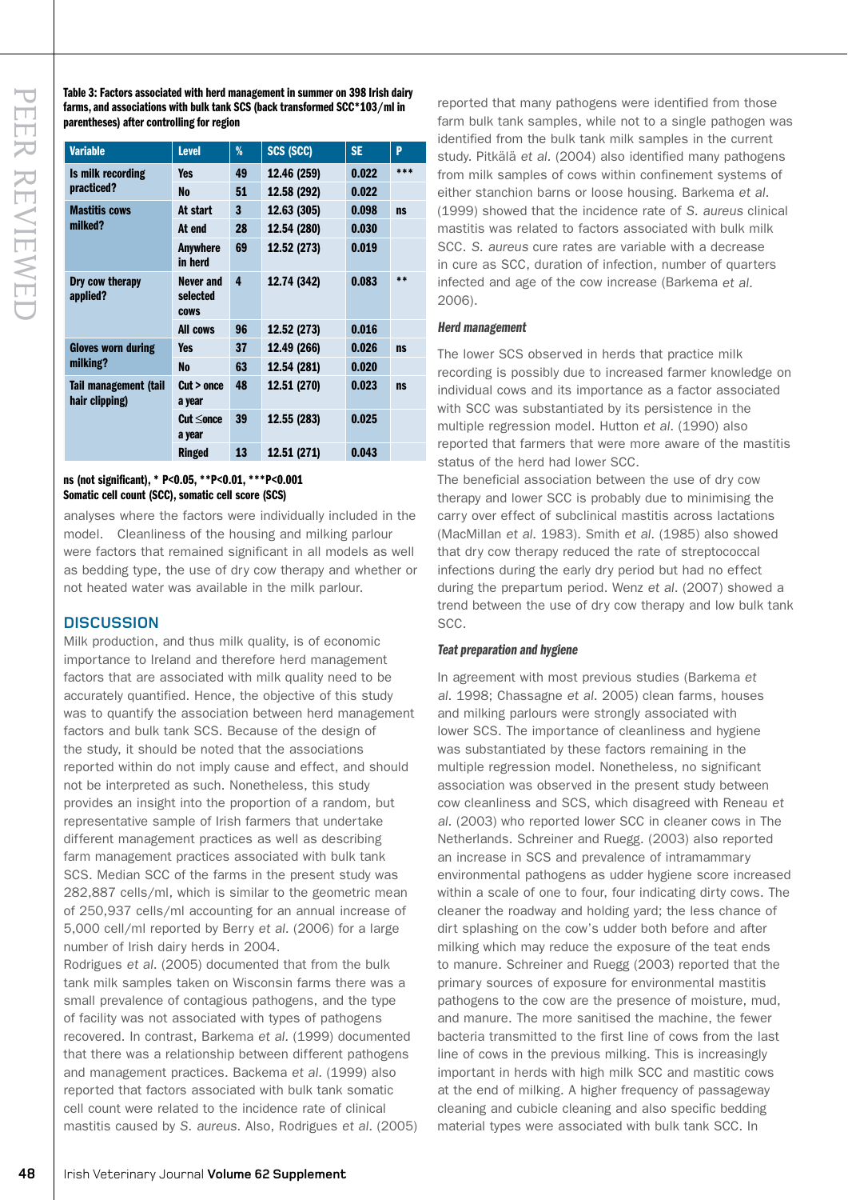**Table 3: Factors associated with herd management in summer on 398 Irish dairy farms, and associations with bulk tank SCS (back transformed SCC*103/ml in parentheses) after controlling for region**

| Variable | Level | % | SCS (SCC) | SE | P |
|---|---|---|---|---|---|
| Is milk recording practiced? | Yes | 49 | 12.46 (259) | 0.022 | *** |
| | No | 51 | 12.58 (292) | 0.022 | |
| Mastitis cows milked? | At start | 3 | 12.63 (305) | 0.098 | ns |
| | At end | 28 | 12.54 (280) | 0.030 | |
| | Anywhere in herd | 69 | 12.52 (273) | 0.019 | |
| Dry cow therapy applied? | Never and selected cows | 4 | 12.74 (342) | 0.083 | ** |
| | All cows | 96 | 12.52 (273) | 0.016 | |
| Gloves worn during milking? | Yes | 37 | 12.49 (266) | 0.026 | ns |
| | No | 63 | 12.54 (281) | 0.020 | |
| Tail management (tail hair clipping) | Cut > once a year | 48 | 12.51 (270) | 0.023 | ns |
| | Cut ≤once a year | 39 | 12.55 (283) | 0.025 | |
| | Ringed | 13 | 12.51 (271) | 0.043 | |

ns (not significant), * P<0.05, **P<0.01, ***P<0.001
Somatic cell count (SCC), somatic cell score (SCS)

analyses where the factors were individually included in the model. Cleanliness of the housing and milking parlour were factors that remained significant in all models as well as bedding type, the use of dry cow therapy and whether or not heated water was available in the milk parlour.

## DISCUSSION

Milk production, and thus milk quality, is of economic importance to Ireland and therefore herd management factors that are associated with milk quality need to be accurately quantified. Hence, the objective of this study was to quantify the association between herd management factors and bulk tank SCS. Because of the design of the study, it should be noted that the associations reported within do not imply cause and effect, and should not be interpreted as such. Nonetheless, this study provides an insight into the proportion of a random, but representative sample of Irish farmers that undertake different management practices as well as describing farm management practices associated with bulk tank SCS. Median SCC of the farms in the present study was 282,887 cells/ml, which is similar to the geometric mean of 250,937 cells/ml accounting for an annual increase of 5,000 cell/ml reported by Berry *et al.* (2006) for a large number of Irish dairy herds in 2004.

Rodrigues *et al.* (2005) documented that from the bulk tank milk samples taken on Wisconsin farms there was a small prevalence of contagious pathogens, and the type of facility was not associated with types of pathogens recovered. In contrast, Barkema *et al.* (1999) documented that there was a relationship between different pathogens and management practices. Backema *et al.* (1999) also reported that factors associated with bulk tank somatic cell count were related to the incidence rate of clinical mastitis caused by *S. aureus*. Also, Rodrigues *et al.* (2005) reported that many pathogens were identified from those farm bulk tank samples, while not to a single pathogen was identified from the bulk tank milk samples in the current study. Pitkälä *et al.* (2004) also identified many pathogens from milk samples of cows within confinement systems of either stanchion barns or loose housing. Barkema *et al.* (1999) showed that the incidence rate of *S. aureus* clinical mastitis was related to factors associated with bulk milk SCC. *S. aureus* cure rates are variable with a decrease in cure as SCC, duration of infection, number of quarters infected and age of the cow increase (Barkema *et al.* 2006).

### *Herd management*

The lower SCS observed in herds that practice milk recording is possibly due to increased farmer knowledge on individual cows and its importance as a factor associated with SCC was substantiated by its persistence in the multiple regression model. Hutton *et al.* (1990) also reported that farmers that were more aware of the mastitis status of the herd had lower SCC.

The beneficial association between the use of dry cow therapy and lower SCC is probably due to minimising the carry over effect of subclinical mastitis across lactations (MacMillan *et al.* 1983). Smith *et al.* (1985) also showed that dry cow therapy reduced the rate of streptococcal infections during the early dry period but had no effect during the prepartum period. Wenz *et al.* (2007) showed a trend between the use of dry cow therapy and low bulk tank SCC.

### *Teat preparation and hygiene*

In agreement with most previous studies (Barkema *et al.* 1998; Chassagne *et al.* 2005) clean farms, houses and milking parlours were strongly associated with lower SCS. The importance of cleanliness and hygiene was substantiated by these factors remaining in the multiple regression model. Nonetheless, no significant association was observed in the present study between cow cleanliness and SCS, which disagreed with Reneau *et al.* (2003) who reported lower SCC in cleaner cows in The Netherlands. Schreiner and Ruegg. (2003) also reported an increase in SCS and prevalence of intramammary environmental pathogens as udder hygiene score increased within a scale of one to four, four indicating dirty cows. The cleaner the roadway and holding yard; the less chance of dirt splashing on the cow's udder both before and after milking which may reduce the exposure of the teat ends to manure. Schreiner and Ruegg (2003) reported that the primary sources of exposure for environmental mastitis pathogens to the cow are the presence of moisture, mud, and manure. The more sanitised the machine, the fewer bacteria transmitted to the first line of cows from the last line of cows in the previous milking. This is increasingly important in herds with high milk SCC and mastitic cows at the end of milking. A higher frequency of passageway cleaning and cubicle cleaning and also specific bedding material types were associated with bulk tank SCC. In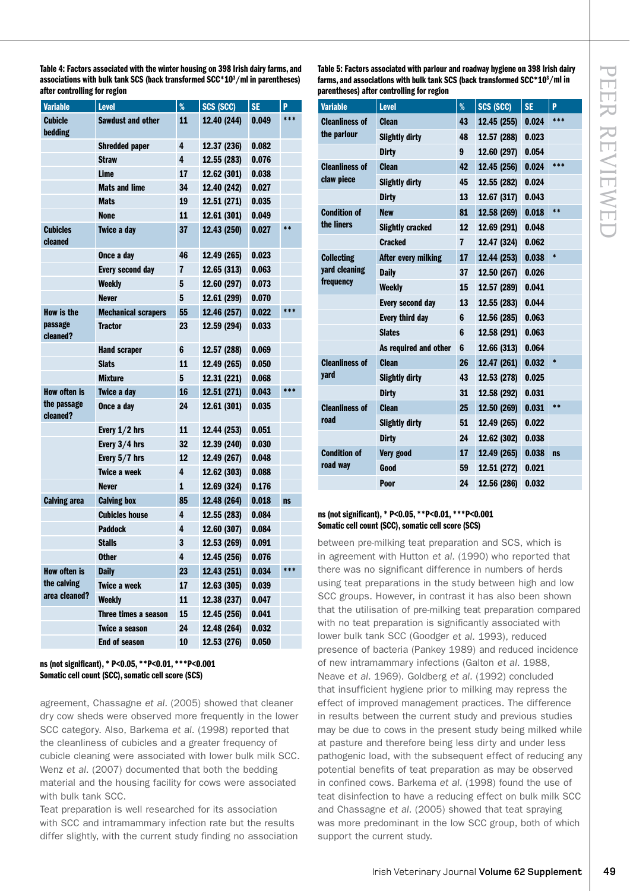**Table 4: Factors associated with the winter housing on 398 Irish dairy farms, and associations with bulk tank SCS (back transformed SCC*10$^3$/ml in parentheses) after controlling for region**

| Variable | Level | % | SCS (SCC) | SE | P |
|---|---|---|---|---|---|
| Cubicle bedding | Sawdust and other | 11 | 12.40 (244) | 0.049 | *** |
| | Shredded paper | 4 | 12.37 (236) | 0.082 | |
| | Straw | 4 | 12.55 (283) | 0.076 | |
| | Lime | 17 | 12.62 (301) | 0.038 | |
| | Mats and lime | 34 | 12.40 (242) | 0.027 | |
| | Mats | 19 | 12.51 (271) | 0.035 | |
| | None | 11 | 12.61 (301) | 0.049 | |
| Cubicles cleaned | Twice a day | 37 | 12.43 (250) | 0.027 | ** |
| | Once a day | 46 | 12.49 (265) | 0.023 | |
| | Every second day | 7 | 12.65 (313) | 0.063 | |
| | Weekly | 5 | 12.60 (297) | 0.073 | |
| | Never | 5 | 12.61 (299) | 0.070 | |
| How is the passage cleaned? | Mechanical scrapers | 55 | 12.46 (257) | 0.022 | *** |
| | Tractor | 23 | 12.59 (294) | 0.033 | |
| | Hand scraper | 6 | 12.57 (288) | 0.069 | |
| | Slats | 11 | 12.49 (265) | 0.050 | |
| | Mixture | 5 | 12.31 (221) | 0.068 | |
| How often is the passage cleaned? | Twice a day | 16 | 12.51 (271) | 0.043 | *** |
| | Once a day | 24 | 12.61 (301) | 0.035 | |
| | Every 1/2 hrs | 11 | 12.44 (253) | 0.051 | |
| | Every 3/4 hrs | 32 | 12.39 (240) | 0.030 | |
| | Every 5/7 hrs | 12 | 12.49 (267) | 0.048 | |
| | Twice a week | 4 | 12.62 (303) | 0.088 | |
| | Never | 1 | 12.69 (324) | 0.176 | |
| Calving area | Calving box | 85 | 12.48 (264) | 0.018 | ns |
| | Cubicles house | 4 | 12.55 (283) | 0.084 | |
| | Paddock | 4 | 12.60 (307) | 0.084 | |
| | Stalls | 3 | 12.53 (269) | 0.091 | |
| | Other | 4 | 12.45 (256) | 0.076 | |
| How often is the calving area cleaned? | Daily | 23 | 12.43 (251) | 0.034 | *** |
| | Twice a week | 17 | 12.63 (305) | 0.039 | |
| | Weekly | 11 | 12.38 (237) | 0.047 | |
| | Three times a season | 15 | 12.45 (256) | 0.041 | |
| | Twice a season | 24 | 12.48 (264) | 0.032 | |
| | End of season | 10 | 12.53 (276) | 0.050 | |

ns (not significant), * P<0.05, **P<0.01, ***P<0.001
Somatic cell count (SCC), somatic cell score (SCS)

agreement, Chassagne *et al.* (2005) showed that cleaner dry cow sheds were observed more frequently in the lower SCC category. Also, Barkema *et al.* (1998) reported that the cleanliness of cubicles and a greater frequency of cubicle cleaning were associated with lower bulk milk SCC. Wenz *et al.* (2007) documented that both the bedding material and the housing facility for cows were associated with bulk tank SCC.

Teat preparation is well researched for its association with SCC and intramammary infection rate but the results differ slightly, with the current study finding no association between pre-milking teat preparation and SCS, which is in agreement with Hutton *et al.* (1990) who reported that there was no significant difference in numbers of herds using teat preparations in the study between high and low SCC groups. However, in contrast it has also been shown that the utilisation of pre-milking teat preparation compared with no teat preparation is significantly associated with lower bulk tank SCC (Goodger *et al.* 1993), reduced presence of bacteria (Pankey 1989) and reduced incidence of new intramammary infections (Galton *et al.* 1988, Neave *et al.* 1969). Goldberg *et al.* (1992) concluded that insufficient hygiene prior to milking may repress the effect of improved management practices. The difference in results between the current study and previous studies may be due to cows in the present study being milked while at pasture and therefore being less dirty and under less pathogenic load, with the subsequent effect of reducing any potential benefits of teat preparation as may be observed in confined cows. Barkema *et al.* (1998) found the use of teat disinfection to have a reducing effect on bulk milk SCC and Chassagne *et al.* (2005) showed that teat spraying was more predominant in the low SCC group, both of which support the current study.

**Table 5: Factors associated with parlour and roadway hygiene on 398 Irish dairy farms, and associations with bulk tank SCS (back transformed SCC*10$^3$/ml in parentheses) after controlling for region**

| Variable | Level | % | SCS (SCC) | SE | P |
|---|---|---|---|---|---|
| Cleanliness of the parlour | Clean | 43 | 12.45 (255) | 0.024 | *** |
| | Slightly dirty | 48 | 12.57 (288) | 0.023 | |
| | Dirty | 9 | 12.60 (297) | 0.054 | |
| Cleanliness of claw piece | Clean | 42 | 12.45 (256) | 0.024 | *** |
| | Slightly dirty | 45 | 12.55 (282) | 0.024 | |
| | Dirty | 13 | 12.67 (317) | 0.043 | |
| Condition of the liners | New | 81 | 12.58 (269) | 0.018 | ** |
| | Slightly cracked | 12 | 12.69 (291) | 0.048 | |
| | Cracked | 7 | 12.47 (324) | 0.062 | |
| Collecting yard cleaning frequency | After every milking | 17 | 12.44 (253) | 0.038 | * |
| | Daily | 37 | 12.50 (267) | 0.026 | |
| | Weekly | 15 | 12.57 (289) | 0.041 | |
| | Every second day | 13 | 12.55 (283) | 0.044 | |
| | Every third day | 6 | 12.56 (285) | 0.063 | |
| | Slates | 6 | 12.58 (291) | 0.063 | |
| | As required and other | 6 | 12.66 (313) | 0.064 | |
| Cleanliness of yard | Clean | 26 | 12.47 (261) | 0.032 | * |
| | Slightly dirty | 43 | 12.53 (278) | 0.025 | |
| | Dirty | 31 | 12.58 (292) | 0.031 | |
| Cleanliness of road | Clean | 25 | 12.50 (269) | 0.031 | ** |
| | Slightly dirty | 51 | 12.49 (265) | 0.022 | |
| | Dirty | 24 | 12.62 (302) | 0.038 | |
| Condition of road way | Very good | 17 | 12.49 (265) | 0.038 | ns |
| | Good | 59 | 12.51 (272) | 0.021 | |
| | Poor | 24 | 12.56 (286) | 0.032 | |

ns (not significant), * P<0.05, **P<0.01, ***P<0.001
Somatic cell count (SCC), somatic cell score (SCS)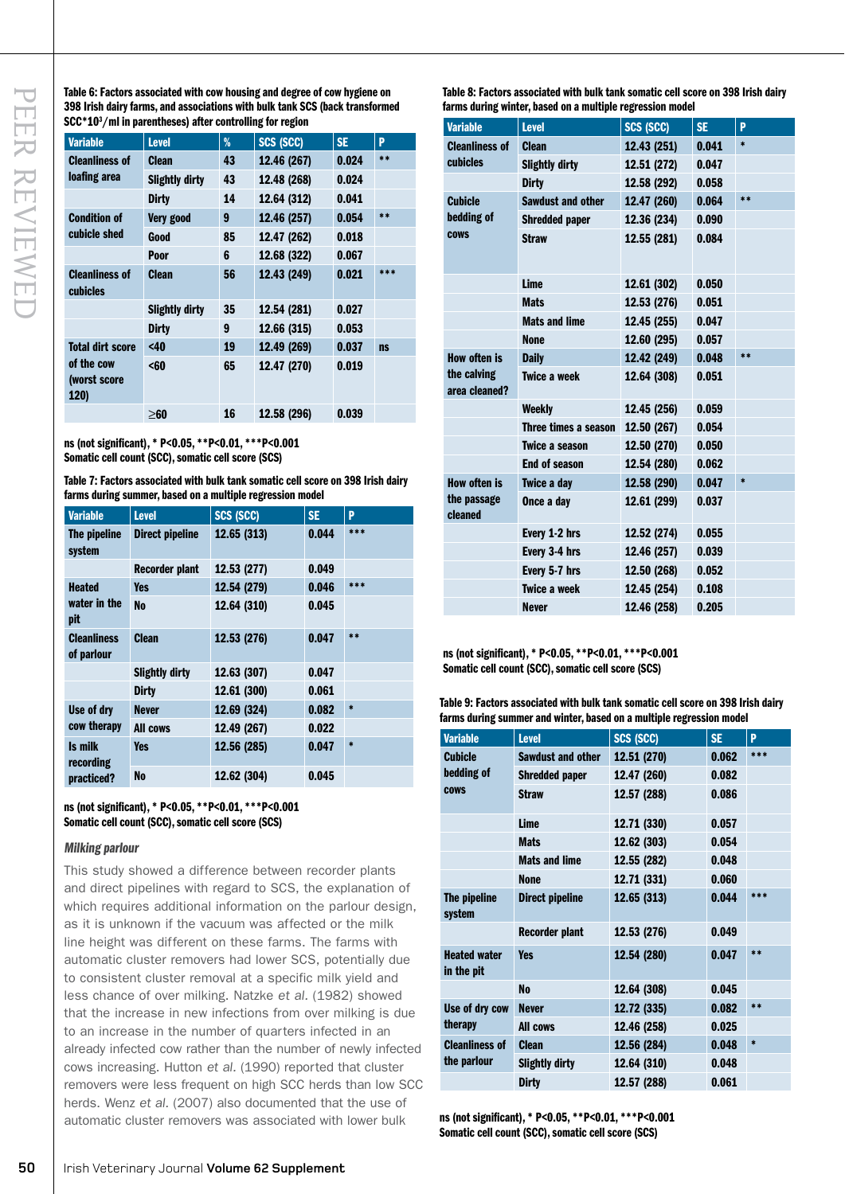**Table 6: Factors associated with cow housing and degree of cow hygiene on 398 Irish dairy farms, and associations with bulk tank SCS (back transformed SCC*$10^3$/ml in parentheses) after controlling for region**

| Variable | Level | % | SCS (SCC) | SE | P |
|---|---|---|---|---|---|
| Cleanliness of loafing area | Clean | 43 | 12.46 (267) | 0.024 | ** |
| | Slightly dirty | 43 | 12.48 (268) | 0.024 | |
| | Dirty | 14 | 12.64 (312) | 0.041 | |
| Condition of cubicle shed | Very good | 9 | 12.46 (257) | 0.054 | ** |
| | Good | 85 | 12.47 (262) | 0.018 | |
| | Poor | 6 | 12.68 (322) | 0.067 | |
| Cleanliness of cubicles | Clean | 56 | 12.43 (249) | 0.021 | *** |
| | Slightly dirty | 35 | 12.54 (281) | 0.027 | |
| | Dirty | 9 | 12.66 (315) | 0.053 | |
| Total dirt score of the cow (worst score 120) | <40 | 19 | 12.49 (269) | 0.037 | ns |
| | <60 | 65 | 12.47 (270) | 0.019 | |
| | ≥60 | 16 | 12.58 (296) | 0.039 | |

ns (not significant), * P<0.05, **P<0.01, ***P<0.001
Somatic cell count (SCC), somatic cell score (SCS)

**Table 7: Factors associated with bulk tank somatic cell score on 398 Irish dairy farms during summer, based on a multiple regression model**

| Variable | Level | SCS (SCC) | SE | P |
|---|---|---|---|---|
| The pipeline system | Direct pipeline | 12.65 (313) | 0.044 | *** |
| | Recorder plant | 12.53 (277) | 0.049 | |
| Heated water in the pit | Yes | 12.54 (279) | 0.046 | *** |
| | No | 12.64 (310) | 0.045 | |
| Cleanliness of parlour | Clean | 12.53 (276) | 0.047 | ** |
| | Slightly dirty | 12.63 (307) | 0.047 | |
| | Dirty | 12.61 (300) | 0.061 | |
| Use of dry cow therapy | Never | 12.69 (324) | 0.082 | * |
| | All cows | 12.49 (267) | 0.022 | |
| Is milk recording practiced? | Yes | 12.56 (285) | 0.047 | * |
| | No | 12.62 (304) | 0.045 | |

ns (not significant), * P<0.05, **P<0.01, ***P<0.001
Somatic cell count (SCC), somatic cell score (SCS)

*Milking parlour*

This study showed a difference between recorder plants and direct pipelines with regard to SCS, the explanation of which requires additional information on the parlour design, as it is unknown if the vacuum was affected or the milk line height was different on these farms. The farms with automatic cluster removers had lower SCS, potentially due to consistent cluster removal at a specific milk yield and less chance of over milking. Natzke *et al.* (1982) showed that the increase in new infections from over milking is due to an increase in the number of quarters infected in an already infected cow rather than the number of newly infected cows increasing. Hutton *et al.* (1990) reported that cluster removers were less frequent on high SCC herds than low SCC herds. Wenz *et al.* (2007) also documented that the use of automatic cluster removers was associated with lower bulk

**Table 8: Factors associated with bulk tank somatic cell score on 398 Irish dairy farms during winter, based on a multiple regression model**

| Variable | Level | SCS (SCC) | SE | P |
|---|---|---|---|---|
| Cleanliness of cubicles | Clean | 12.43 (251) | 0.041 | * |
| | Slightly dirty | 12.51 (272) | 0.047 | |
| | Dirty | 12.58 (292) | 0.058 | |
| Cubicle bedding of cows | Sawdust and other | 12.47 (260) | 0.064 | ** |
| | Shredded paper | 12.36 (234) | 0.090 | |
| | Straw | 12.55 (281) | 0.084 | |
| | Lime | 12.61 (302) | 0.050 | |
| | Mats | 12.53 (276) | 0.051 | |
| | Mats and lime | 12.45 (255) | 0.047 | |
| | None | 12.60 (295) | 0.057 | |
| How often is the calving area cleaned? | Daily | 12.42 (249) | 0.048 | ** |
| | Twice a week | 12.64 (308) | 0.051 | |
| | Weekly | 12.45 (256) | 0.059 | |
| | Three times a season | 12.50 (267) | 0.054 | |
| | Twice a season | 12.50 (270) | 0.050 | |
| | End of season | 12.54 (280) | 0.062 | |
| How often is the passage cleaned | Twice a day | 12.58 (290) | 0.047 | * |
| | Once a day | 12.61 (299) | 0.037 | |
| | Every 1-2 hrs | 12.52 (274) | 0.055 | |
| | Every 3-4 hrs | 12.46 (257) | 0.039 | |
| | Every 5-7 hrs | 12.50 (268) | 0.052 | |
| | Twice a week | 12.45 (254) | 0.108 | |
| | Never | 12.46 (258) | 0.205 | |

ns (not significant), * P<0.05, **P<0.01, ***P<0.001
Somatic cell count (SCC), somatic cell score (SCS)

**Table 9: Factors associated with bulk tank somatic cell score on 398 Irish dairy farms during summer and winter, based on a multiple regression model**

| Variable | Level | SCS (SCC) | SE | P |
|---|---|---|---|---|
| Cubicle bedding of cows | Sawdust and other | 12.51 (270) | 0.062 | *** |
| | Shredded paper | 12.47 (260) | 0.082 | |
| | Straw | 12.57 (288) | 0.086 | |
| | Lime | 12.71 (330) | 0.057 | |
| | Mats | 12.62 (303) | 0.054 | |
| | Mats and lime | 12.55 (282) | 0.048 | |
| | None | 12.71 (331) | 0.060 | |
| The pipeline system | Direct pipeline | 12.65 (313) | 0.044 | *** |
| | Recorder plant | 12.53 (276) | 0.049 | |
| Heated water in the pit | Yes | 12.54 (280) | 0.047 | ** |
| | No | 12.64 (308) | 0.045 | |
| Use of dry cow therapy | Never | 12.72 (335) | 0.082 | ** |
| | All cows | 12.46 (258) | 0.025 | |
| Cleanliness of the parlour | Clean | 12.56 (284) | 0.048 | * |
| | Slightly dirty | 12.64 (310) | 0.048 | |
| | Dirty | 12.57 (288) | 0.061 | |

ns (not significant), * P<0.05, **P<0.01, ***P<0.001
Somatic cell count (SCC), somatic cell score (SCS)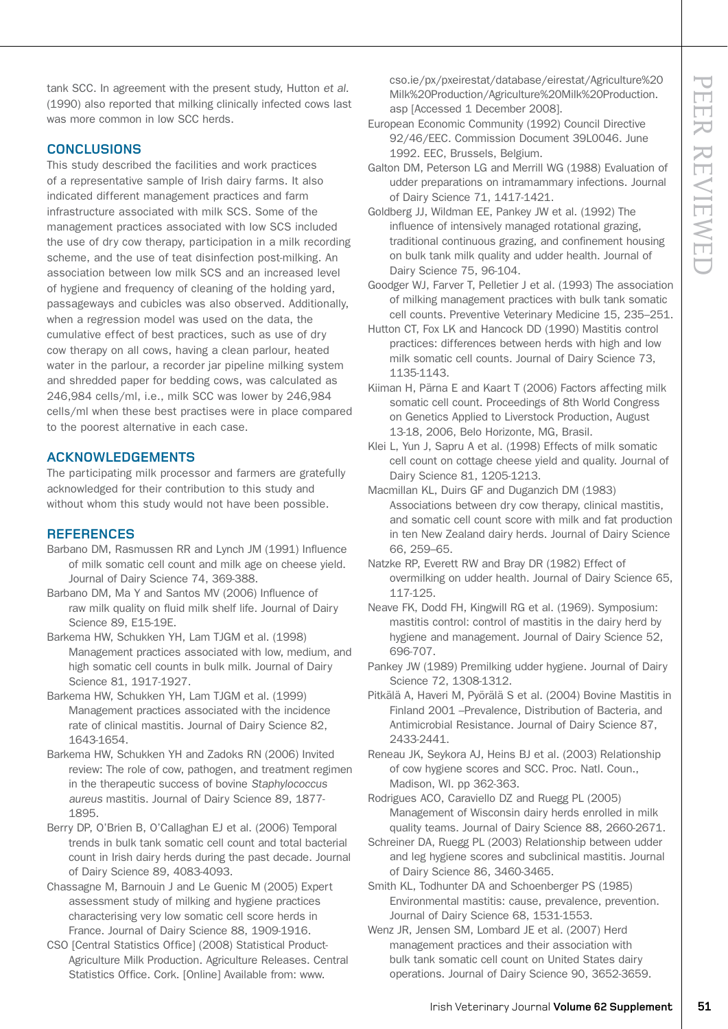tank SCC. In agreement with the present study, Hutton *et al.* (1990) also reported that milking clinically infected cows last was more common in low SCC herds.

## CONCLUSIONS

This study described the facilities and work practices of a representative sample of Irish dairy farms. It also indicated different management practices and farm infrastructure associated with milk SCS. Some of the management practices associated with low SCS included the use of dry cow therapy, participation in a milk recording scheme, and the use of teat disinfection post-milking. An association between low milk SCS and an increased level of hygiene and frequency of cleaning of the holding yard, passageways and cubicles was also observed. Additionally, when a regression model was used on the data, the cumulative effect of best practices, such as use of dry cow therapy on all cows, having a clean parlour, heated water in the parlour, a recorder jar pipeline milking system and shredded paper for bedding cows, was calculated as 246,984 cells/ml, i.e., milk SCC was lower by 246,984 cells/ml when these best practises were in place compared to the poorest alternative in each case.

## ACKNOWLEDGEMENTS

The participating milk processor and farmers are gratefully acknowledged for their contribution to this study and without whom this study would not have been possible.

## REFERENCES

Barbano DM, Rasmussen RR and Lynch JM (1991) Influence of milk somatic cell count and milk age on cheese yield. Journal of Dairy Science 74, 369-388.

Barbano DM, Ma Y and Santos MV (2006) Influence of raw milk quality on fluid milk shelf life. Journal of Dairy Science 89, E15-19E.

Barkema HW, Schukken YH, Lam TJGM et al. (1998) Management practices associated with low, medium, and high somatic cell counts in bulk milk. Journal of Dairy Science 81, 1917-1927.

Barkema HW, Schukken YH, Lam TJGM et al. (1999) Management practices associated with the incidence rate of clinical mastitis. Journal of Dairy Science 82, 1643-1654.

Barkema HW, Schukken YH and Zadoks RN (2006) Invited review: The role of cow, pathogen, and treatment regimen in the therapeutic success of bovine *Staphylococcus aureus* mastitis. Journal of Dairy Science 89, 1877-1895.

Berry DP, O'Brien B, O'Callaghan EJ et al. (2006) Temporal trends in bulk tank somatic cell count and total bacterial count in Irish dairy herds during the past decade. Journal of Dairy Science 89, 4083-4093.

Chassagne M, Barnouin J and Le Guenic M (2005) Expert assessment study of milking and hygiene practices characterising very low somatic cell score herds in France. Journal of Dairy Science 88, 1909-1916.

CSO [Central Statistics Office] (2008) Statistical Product-Agriculture Milk Production. Agriculture Releases. Central Statistics Office. Cork. [Online] Available from: www.cso.ie/px/pxeirestat/database/eirestat/Agriculture%20Milk%20Production/Agriculture%20Milk%20Production.asp [Accessed 1 December 2008].

European Economic Community (1992) Council Directive 92/46/EEC. Commission Document 39L0046. June 1992. EEC, Brussels, Belgium.

Galton DM, Peterson LG and Merrill WG (1988) Evaluation of udder preparations on intramammary infections. Journal of Dairy Science 71, 1417-1421.

Goldberg JJ, Wildman EE, Pankey JW et al. (1992) The influence of intensively managed rotational grazing, traditional continuous grazing, and confinement housing on bulk tank milk quality and udder health. Journal of Dairy Science 75, 96-104.

Goodger WJ, Farver T, Pelletier J et al. (1993) The association of milking management practices with bulk tank somatic cell counts. Preventive Veterinary Medicine 15, 235–251.

Hutton CT, Fox LK and Hancock DD (1990) Mastitis control practices: differences between herds with high and low milk somatic cell counts. Journal of Dairy Science 73, 1135-1143.

Kiiman H, Pärna E and Kaart T (2006) Factors affecting milk somatic cell count. Proceedings of 8th World Congress on Genetics Applied to Liverstock Production, August 13-18, 2006, Belo Horizonte, MG, Brasil.

Klei L, Yun J, Sapru A et al. (1998) Effects of milk somatic cell count on cottage cheese yield and quality. Journal of Dairy Science 81, 1205-1213.

Macmillan KL, Duirs GF and Duganzich DM (1983) Associations between dry cow therapy, clinical mastitis, and somatic cell count score with milk and fat production in ten New Zealand dairy herds. Journal of Dairy Science 66, 259–65.

Natzke RP, Everett RW and Bray DR (1982) Effect of overmilking on udder health. Journal of Dairy Science 65, 117-125.

Neave FK, Dodd FH, Kingwill RG et al. (1969). Symposium: mastitis control: control of mastitis in the dairy herd by hygiene and management. Journal of Dairy Science 52, 696-707.

Pankey JW (1989) Premilking udder hygiene. Journal of Dairy Science 72, 1308-1312.

Pitkälä A, Haveri M, Pyörälä S et al. (2004) Bovine Mastitis in Finland 2001 –Prevalence, Distribution of Bacteria, and Antimicrobial Resistance. Journal of Dairy Science 87, 2433-2441.

Reneau JK, Seykora AJ, Heins BJ et al. (2003) Relationship of cow hygiene scores and SCC. Proc. Natl. Coun., Madison, WI. pp 362-363.

Rodrigues ACO, Caraviello DZ and Ruegg PL (2005) Management of Wisconsin dairy herds enrolled in milk quality teams. Journal of Dairy Science 88, 2660-2671.

Schreiner DA, Ruegg PL (2003) Relationship between udder and leg hygiene scores and subclinical mastitis. Journal of Dairy Science 86, 3460-3465.

Smith KL, Todhunter DA and Schoenberger PS (1985) Environmental mastitis: cause, prevalence, prevention. Journal of Dairy Science 68, 1531-1553.

Wenz JR, Jensen SM, Lombard JE et al. (2007) Herd management practices and their association with bulk tank somatic cell count on United States dairy operations. Journal of Dairy Science 90, 3652-3659.